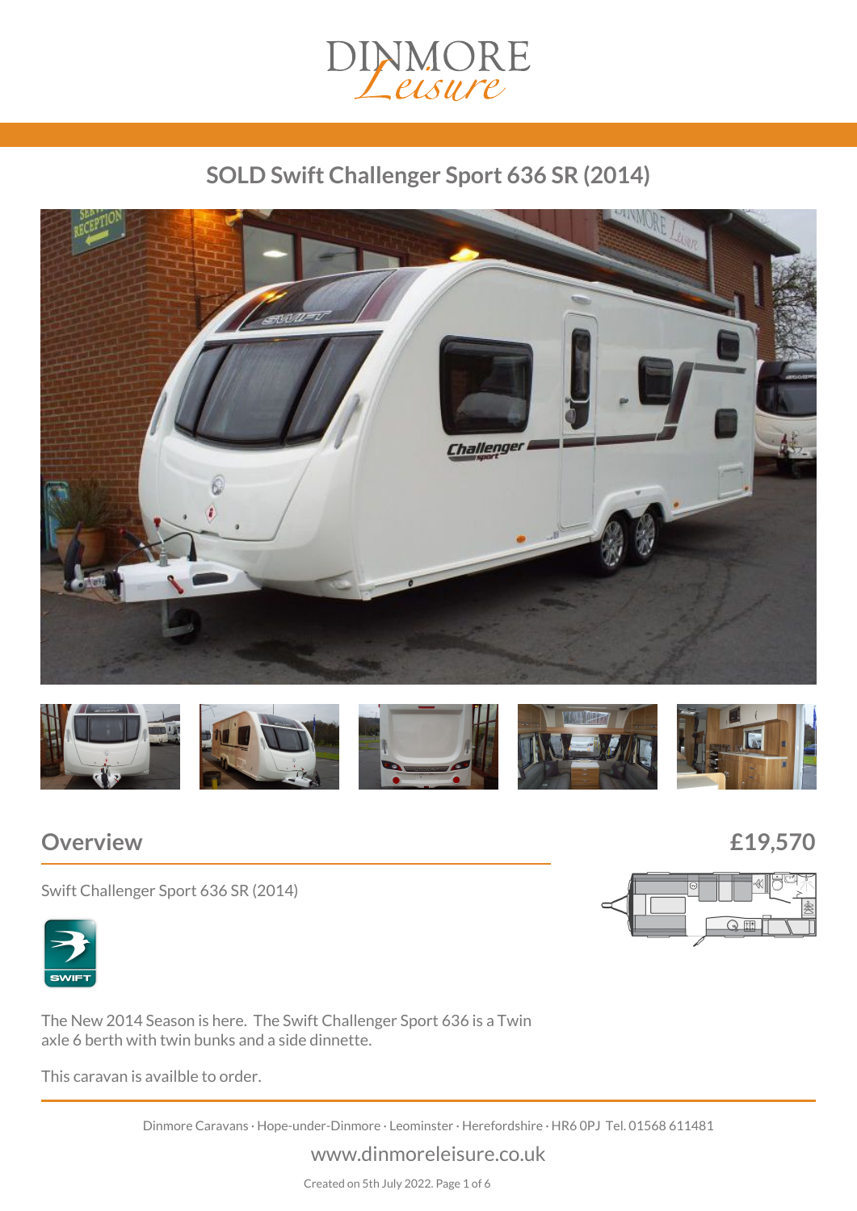# SOLD Swift Challenger Sport 636 SR (2014)

## Overview

**£19,570**

Swift Challenger Sport 636 SR (2014)

The New 2014 Season is here. The Swift Challenger Sport 636 is a Twin axle 6 berth with twin bunks and a side dinnette.

This caravan is availble to order.

Dinmore Caravans · Hope-under-Dinmore · Leominster · Herefordshire · HR6 0PJ Tel. 01568 611481

www.dinmoreleisure.co.uk

Created on 5th July 2022.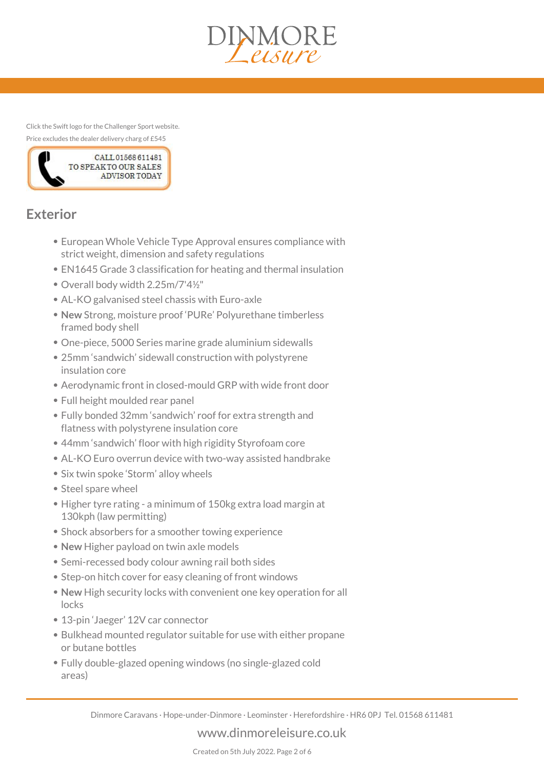Click the Swift logo for the Challenger Sport website.

Price excludes the dealer delivery charg of £545

CALL 01568 611481 TO SPEAK TO OUR SALES ADVISOR TODAY

## Exterior

- European Whole Vehicle Type Approval ensures compliance with strict weight, dimension and safety regulations
- EN1645 Grade 3 classification for heating and thermal insulation
- Overall body width 2.25m/7'4½"
- AL-KO galvanised steel chassis with Euro-axle
- **New** Strong, moisture proof 'PURe' Polyurethane timberless framed body shell
- One-piece, 5000 Series marine grade aluminium sidewalls
- 25mm 'sandwich' sidewall construction with polystyrene insulation core
- Aerodynamic front in closed-mould GRP with wide front door
- Full height moulded rear panel
- Fully bonded 32mm 'sandwich' roof for extra strength and flatness with polystyrene insulation core
- 44mm 'sandwich' floor with high rigidity Styrofoam core
- AL-KO Euro overrun device with two-way assisted handbrake
- Six twin spoke 'Storm' alloy wheels
- Steel spare wheel
- Higher tyre rating - a minimum of 150kg extra load margin at 130kph (law permitting)
- Shock absorbers for a smoother towing experience
- **New** Higher payload on twin axle models
- Semi-recessed body colour awning rail both sides
- Step-on hitch cover for easy cleaning of front windows
- **New** High security locks with convenient one key operation for all locks
- 13-pin 'Jaeger' 12V car connector
- Bulkhead mounted regulator suitable for use with either propane or butane bottles
- Fully double-glazed opening windows (no single-glazed cold areas)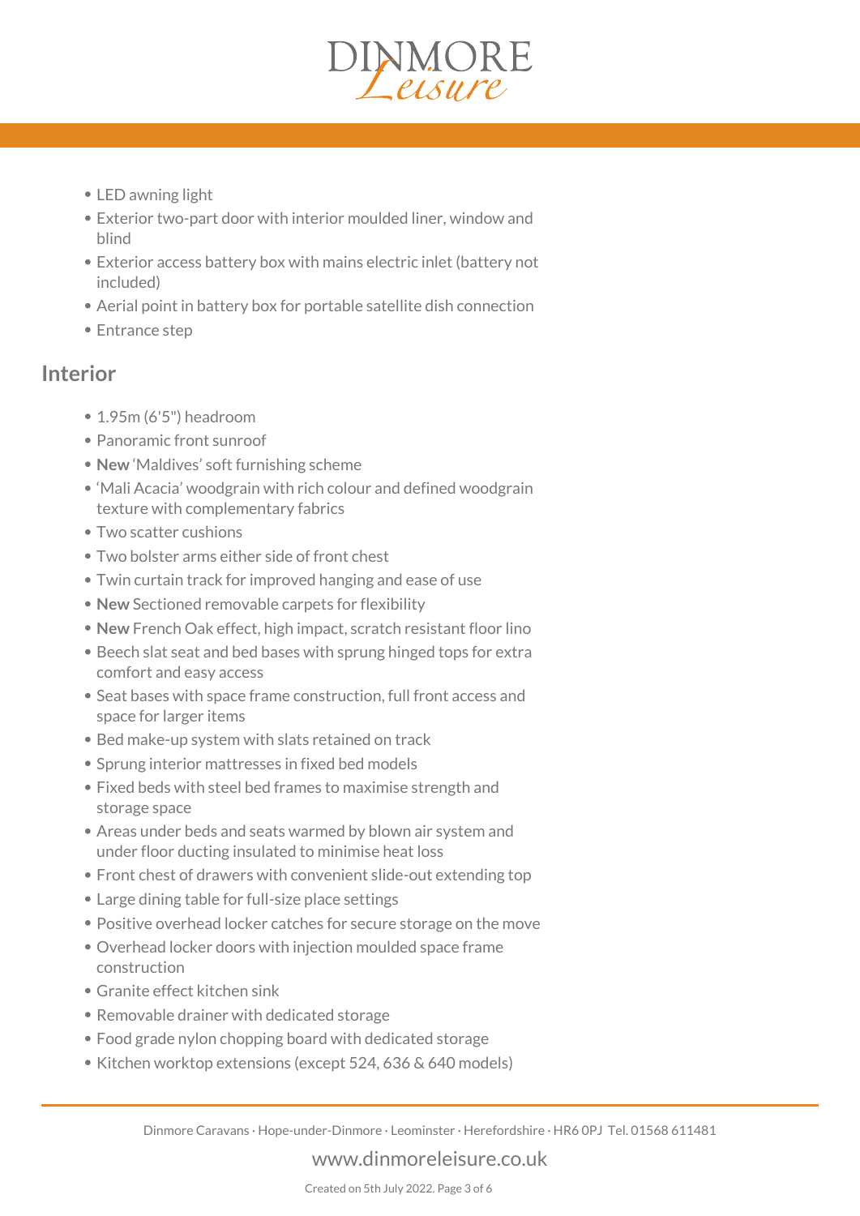- LED awning light
- Exterior two-part door with interior moulded liner, window and blind
- Exterior access battery box with mains electric inlet (battery not included)
- Aerial point in battery box for portable satellite dish connection
- Entrance step

## Interior

- 1.95m (6'5") headroom
- Panoramic front sunroof
- **New** 'Maldives' soft furnishing scheme
- 'Mali Acacia' woodgrain with rich colour and defined woodgrain texture with complementary fabrics
- Two scatter cushions
- Two bolster arms either side of front chest
- Twin curtain track for improved hanging and ease of use
- **New** Sectioned removable carpets for flexibility
- **New** French Oak effect, high impact, scratch resistant floor lino
- Beech slat seat and bed bases with sprung hinged tops for extra comfort and easy access
- Seat bases with space frame construction, full front access and space for larger items
- Bed make-up system with slats retained on track
- Sprung interior mattresses in fixed bed models
- Fixed beds with steel bed frames to maximise strength and storage space
- Areas under beds and seats warmed by blown air system and under floor ducting insulated to minimise heat loss
- Front chest of drawers with convenient slide-out extending top
- Large dining table for full-size place settings
- Positive overhead locker catches for secure storage on the move
- Overhead locker doors with injection moulded space frame construction
- Granite effect kitchen sink
- Removable drainer with dedicated storage
- Food grade nylon chopping board with dedicated storage
- Kitchen worktop extensions (except 524, 636 & 640 models)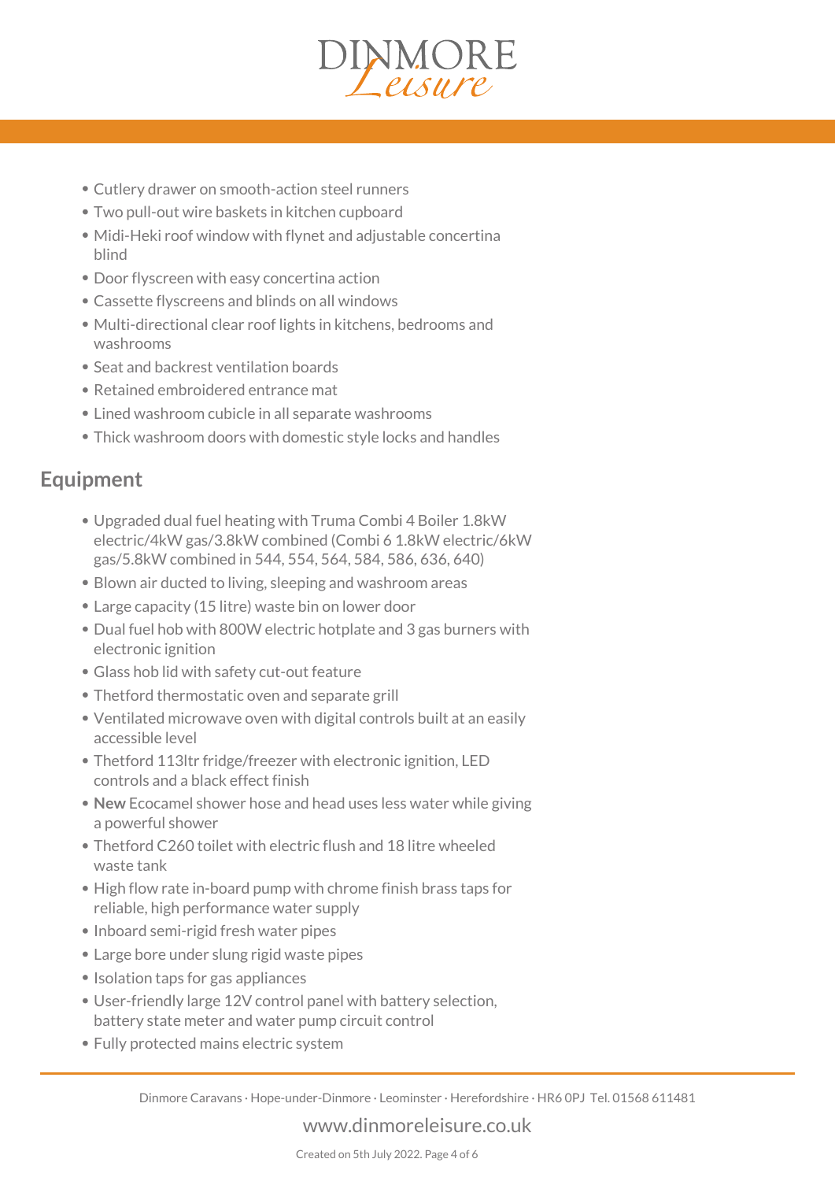- Cutlery drawer on smooth-action steel runners
- Two pull-out wire baskets in kitchen cupboard
- Midi-Heki roof window with flynet and adjustable concertina blind
- Door flyscreen with easy concertina action
- Cassette flyscreens and blinds on all windows
- Multi-directional clear roof lights in kitchens, bedrooms and washrooms
- Seat and backrest ventilation boards
- Retained embroidered entrance mat
- Lined washroom cubicle in all separate washrooms
- Thick washroom doors with domestic style locks and handles

## Equipment

- Upgraded dual fuel heating with Truma Combi 4 Boiler 1.8kW electric/4kW gas/3.8kW combined (Combi 6 1.8kW electric/6kW gas/5.8kW combined in 544, 554, 564, 584, 586, 636, 640)
- Blown air ducted to living, sleeping and washroom areas
- Large capacity (15 litre) waste bin on lower door
- Dual fuel hob with 800W electric hotplate and 3 gas burners with electronic ignition
- Glass hob lid with safety cut-out feature
- Thetford thermostatic oven and separate grill
- Ventilated microwave oven with digital controls built at an easily accessible level
- Thetford 113ltr fridge/freezer with electronic ignition, LED controls and a black effect finish
- **New** Ecocamel shower hose and head uses less water while giving a powerful shower
- Thetford C260 toilet with electric flush and 18 litre wheeled waste tank
- High flow rate in-board pump with chrome finish brass taps for reliable, high performance water supply
- Inboard semi-rigid fresh water pipes
- Large bore under slung rigid waste pipes
- Isolation taps for gas appliances
- User-friendly large 12V control panel with battery selection, battery state meter and water pump circuit control
- Fully protected mains electric system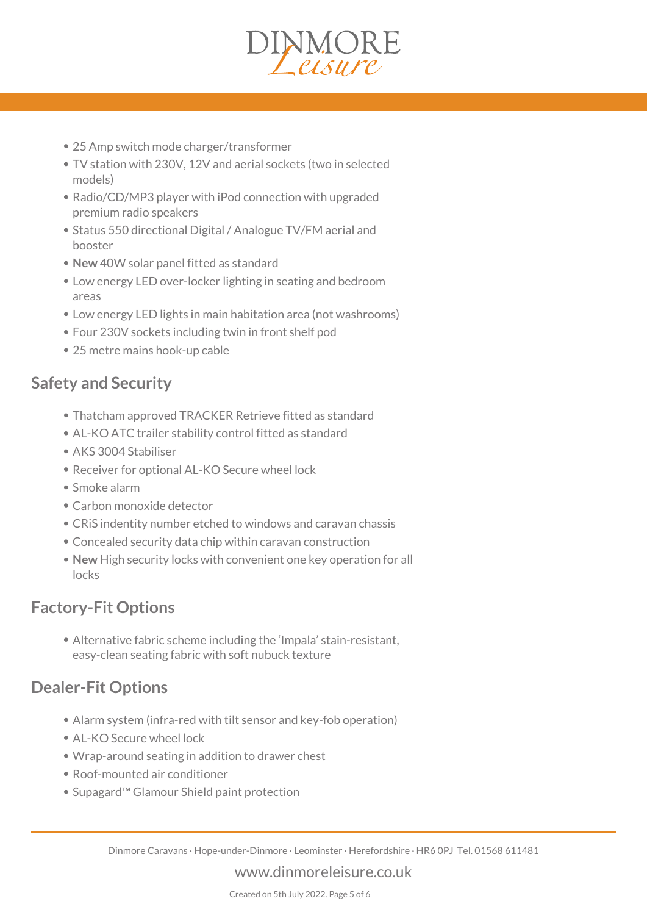- 25 Amp switch mode charger/transformer
- TV station with 230V, 12V and aerial sockets (two in selected models)
- Radio/CD/MP3 player with iPod connection with upgraded premium radio speakers
- Status 550 directional Digital / Analogue TV/FM aerial and booster
- **New** 40W solar panel fitted as standard
- Low energy LED over-locker lighting in seating and bedroom areas
- Low energy LED lights in main habitation area (not washrooms)
- Four 230V sockets including twin in front shelf pod
- 25 metre mains hook-up cable

## Safety and Security

- Thatcham approved TRACKER Retrieve fitted as standard
- AL-KO ATC trailer stability control fitted as standard
- AKS 3004 Stabiliser
- Receiver for optional AL-KO Secure wheel lock
- Smoke alarm
- Carbon monoxide detector
- CRiS indentity number etched to windows and caravan chassis
- Concealed security data chip within caravan construction
- **New** High security locks with convenient one key operation for all locks

## Factory-Fit Options

- Alternative fabric scheme including the 'Impala' stain-resistant, easy-clean seating fabric with soft nubuck texture

## Dealer-Fit Options

- Alarm system (infra-red with tilt sensor and key-fob operation)
- AL-KO Secure wheel lock
- Wrap-around seating in addition to drawer chest
- Roof-mounted air conditioner
- Supagard™ Glamour Shield paint protection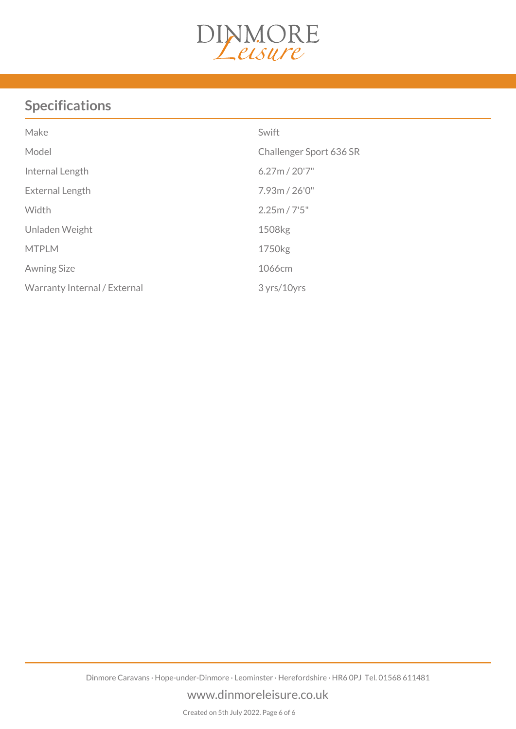## Specifications

| | |
|---|---|
| Make | Swift |
| Model | Challenger Sport 636 SR |
| Internal Length | 6.27m / 20'7" |
| External Length | 7.93m / 26'0" |
| Width | 2.25m / 7'5" |
| Unladen Weight | 1508kg |
| MTPLM | 1750kg |
| Awning Size | 1066cm |
| Warranty Internal / External | 3 yrs/10yrs |